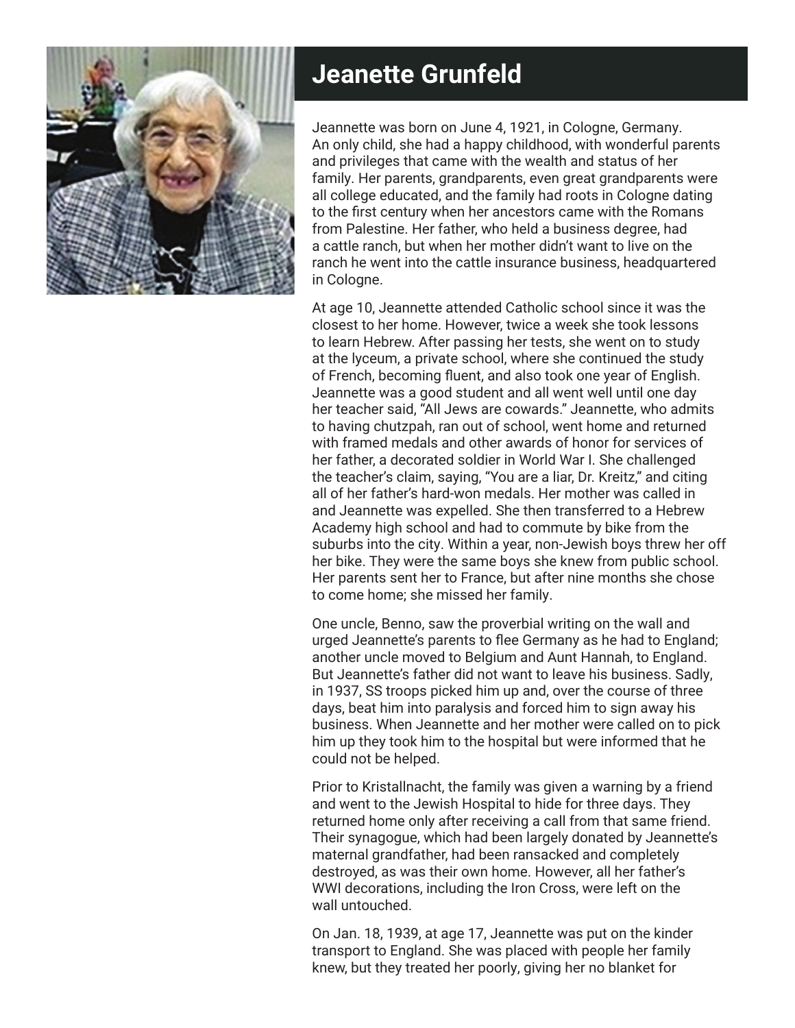# Jeanette Grunfeld

Jeannette was born on June 4, 1921, in Cologne, Germany. An only child, she had a happy childhood, with wonderful parents and privileges that came with the wealth and status of her family. Her parents, grandparents, even great grandparents were all college educated, and the family had roots in Cologne dating to the first century when her ancestors came with the Romans from Palestine. Her father, who held a business degree, had a cattle ranch, but when her mother didn't want to live on the ranch he went into the cattle insurance business, headquartered in Cologne.

At age 10, Jeannette attended Catholic school since it was the closest to her home. However, twice a week she took lessons to learn Hebrew. After passing her tests, she went on to study at the lyceum, a private school, where she continued the study of French, becoming fluent, and also took one year of English. Jeannette was a good student and all went well until one day her teacher said, "All Jews are cowards." Jeannette, who admits to having chutzpah, ran out of school, went home and returned with framed medals and other awards of honor for services of her father, a decorated soldier in World War I. She challenged the teacher's claim, saying, "You are a liar, Dr. Kreitz," and citing all of her father's hard-won medals. Her mother was called in and Jeannette was expelled. She then transferred to a Hebrew Academy high school and had to commute by bike from the suburbs into the city. Within a year, non-Jewish boys threw her off her bike. They were the same boys she knew from public school. Her parents sent her to France, but after nine months she chose to come home; she missed her family.

One uncle, Benno, saw the proverbial writing on the wall and urged Jeannette's parents to flee Germany as he had to England; another uncle moved to Belgium and Aunt Hannah, to England. But Jeannette's father did not want to leave his business. Sadly, in 1937, SS troops picked him up and, over the course of three days, beat him into paralysis and forced him to sign away his business. When Jeannette and her mother were called on to pick him up they took him to the hospital but were informed that he could not be helped.

Prior to Kristallnacht, the family was given a warning by a friend and went to the Jewish Hospital to hide for three days. They returned home only after receiving a call from that same friend. Their synagogue, which had been largely donated by Jeannette's maternal grandfather, had been ransacked and completely destroyed, as was their own home. However, all her father's WWI decorations, including the Iron Cross, were left on the wall untouched.

On Jan. 18, 1939, at age 17, Jeannette was put on the kinder transport to England. She was placed with people her family knew, but they treated her poorly, giving her no blanket for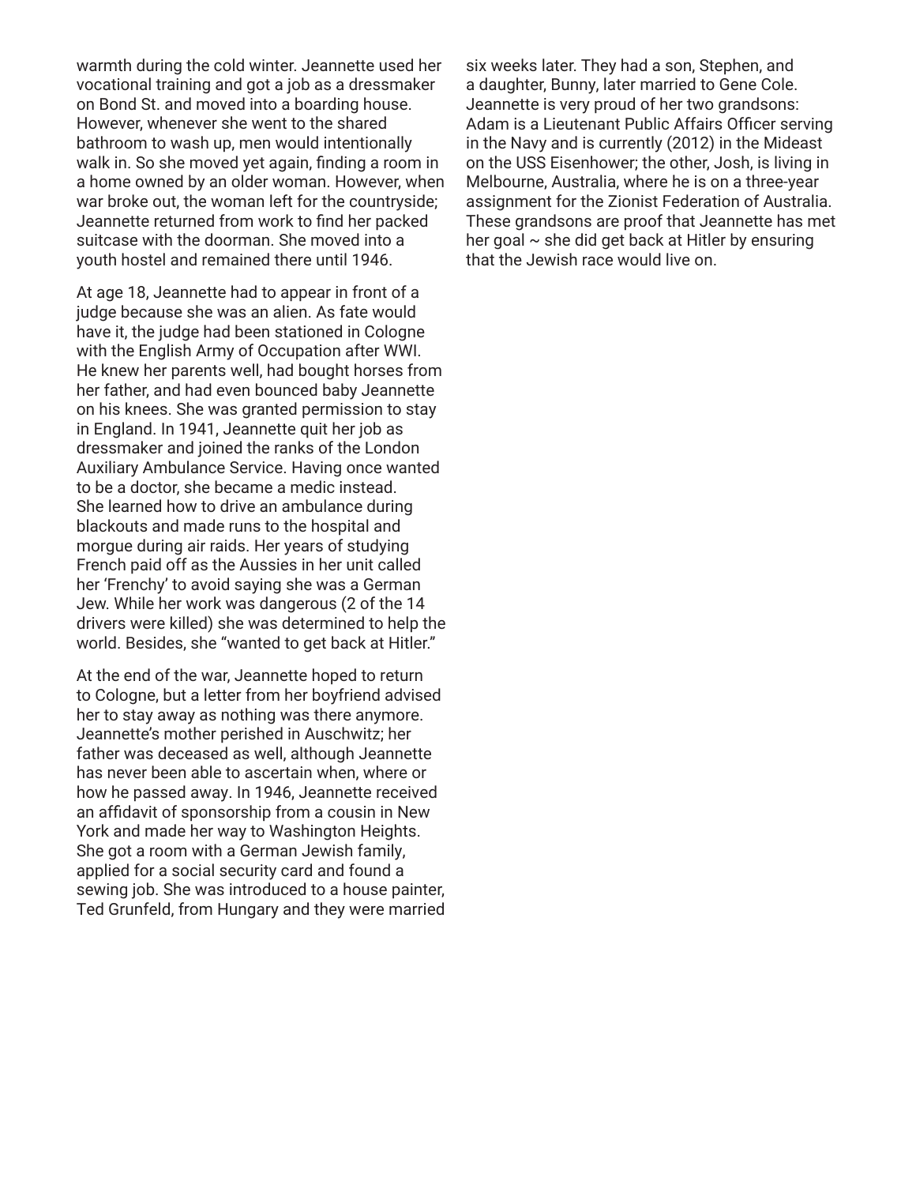warmth during the cold winter. Jeannette used her vocational training and got a job as a dressmaker on Bond St. and moved into a boarding house. However, whenever she went to the shared bathroom to wash up, men would intentionally walk in. So she moved yet again, finding a room in a home owned by an older woman. However, when war broke out, the woman left for the countryside; Jeannette returned from work to find her packed suitcase with the doorman. She moved into a youth hostel and remained there until 1946.

At age 18, Jeannette had to appear in front of a judge because she was an alien. As fate would have it, the judge had been stationed in Cologne with the English Army of Occupation after WWI. He knew her parents well, had bought horses from her father, and had even bounced baby Jeannette on his knees. She was granted permission to stay in England. In 1941, Jeannette quit her job as dressmaker and joined the ranks of the London Auxiliary Ambulance Service. Having once wanted to be a doctor, she became a medic instead. She learned how to drive an ambulance during blackouts and made runs to the hospital and morgue during air raids. Her years of studying French paid off as the Aussies in her unit called her 'Frenchy' to avoid saying she was a German Jew. While her work was dangerous (2 of the 14 drivers were killed) she was determined to help the world. Besides, she "wanted to get back at Hitler."

At the end of the war, Jeannette hoped to return to Cologne, but a letter from her boyfriend advised her to stay away as nothing was there anymore. Jeannette's mother perished in Auschwitz; her father was deceased as well, although Jeannette has never been able to ascertain when, where or how he passed away. In 1946, Jeannette received an affidavit of sponsorship from a cousin in New York and made her way to Washington Heights. She got a room with a German Jewish family, applied for a social security card and found a sewing job. She was introduced to a house painter, Ted Grunfeld, from Hungary and they were married six weeks later. They had a son, Stephen, and a daughter, Bunny, later married to Gene Cole. Jeannette is very proud of her two grandsons: Adam is a Lieutenant Public Affairs Officer serving in the Navy and is currently (2012) in the Mideast on the USS Eisenhower; the other, Josh, is living in Melbourne, Australia, where he is on a three-year assignment for the Zionist Federation of Australia. These grandsons are proof that Jeannette has met her goal ~ she did get back at Hitler by ensuring that the Jewish race would live on.